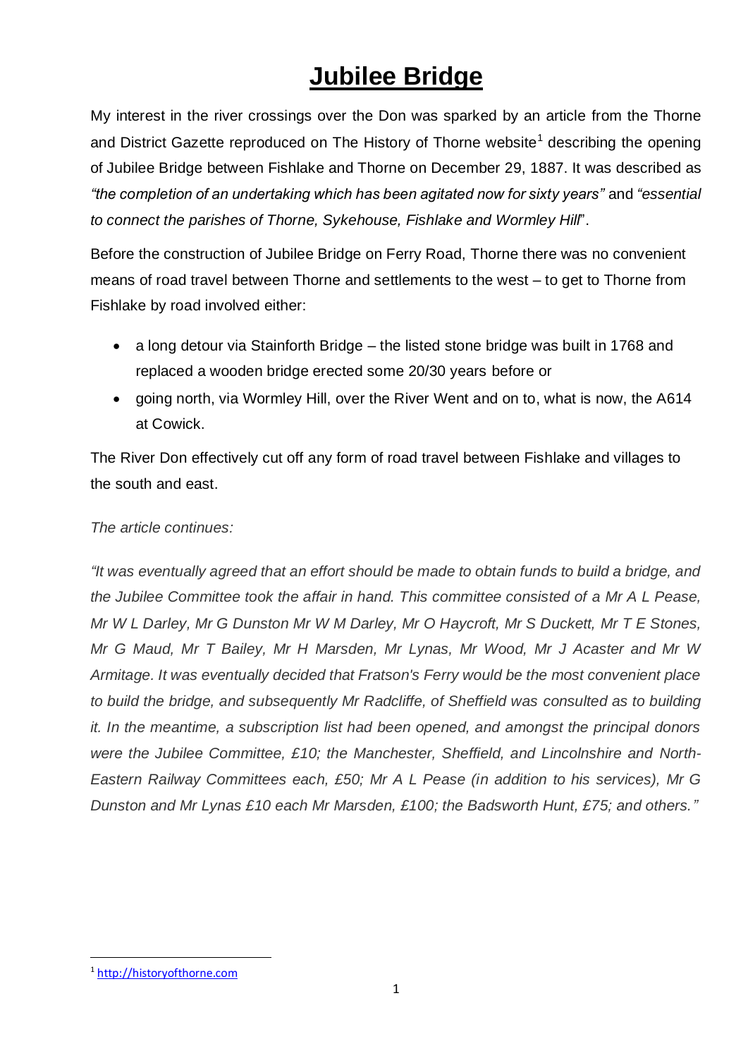# Jubilee Bridge

My interest in the river crossings over the Don was sparked by an article from the Thorne and District Gazette reproduced on The History of Thorne website[1] describing the opening of Jubilee Bridge between Fishlake and Thorne on December 29, 1887. It was described as *"the completion of an undertaking which has been agitated now for sixty years"* and *"essential to connect the parishes of Thorne, Sykehouse, Fishlake and Wormley Hill*".

Before the construction of Jubilee Bridge on Ferry Road, Thorne there was no convenient means of road travel between Thorne and settlements to the west – to get to Thorne from Fishlake by road involved either:

- a long detour via Stainforth Bridge – the listed stone bridge was built in 1768 and replaced a wooden bridge erected some 20/30 years before or
- going north, via Wormley Hill, over the River Went and on to, what is now, the A614 at Cowick.

The River Don effectively cut off any form of road travel between Fishlake and villages to the south and east.

*The article continues:*

*"It was eventually agreed that an effort should be made to obtain funds to build a bridge, and the Jubilee Committee took the affair in hand. This committee consisted of a Mr A L Pease, Mr W L Darley, Mr G Dunston Mr W M Darley, Mr O Haycroft, Mr S Duckett, Mr T E Stones, Mr G Maud, Mr T Bailey, Mr H Marsden, Mr Lynas, Mr Wood, Mr J Acaster and Mr W Armitage. It was eventually decided that Fratson's Ferry would be the most convenient place to build the bridge, and subsequently Mr Radcliffe, of Sheffield was consulted as to building it. In the meantime, a subscription list had been opened, and amongst the principal donors were the Jubilee Committee, £10; the Manchester, Sheffield, and Lincolnshire and North-Eastern Railway Committees each, £50; Mr A L Pease (in addition to his services), Mr G Dunston and Mr Lynas £10 each Mr Marsden, £100; the Badsworth Hunt, £75; and others."*

[1] http://historyofthorne.com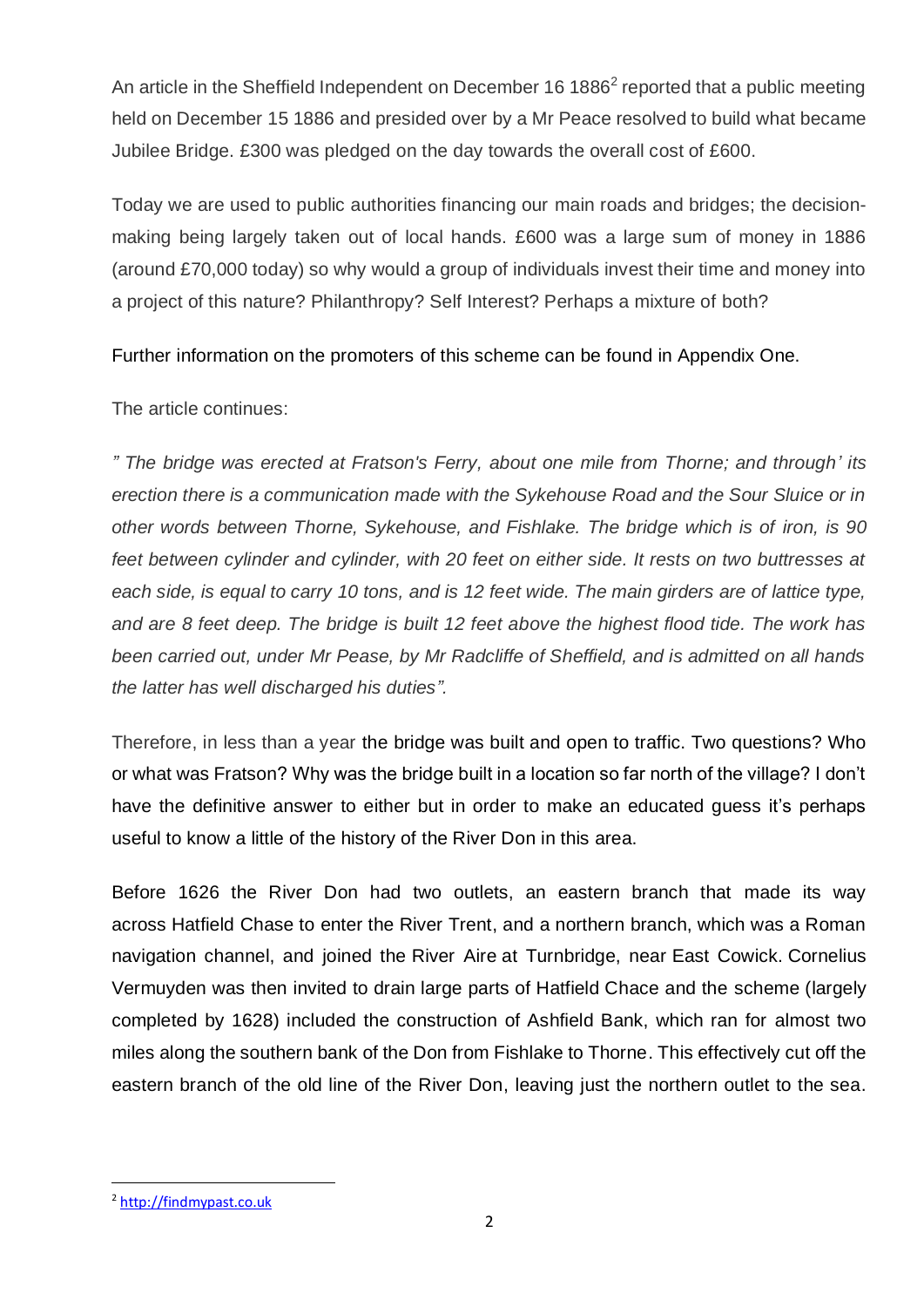An article in the Sheffield Independent on December 16 1886[2] reported that a public meeting held on December 15 1886 and presided over by a Mr Peace resolved to build what became Jubilee Bridge. £300 was pledged on the day towards the overall cost of £600.

Today we are used to public authorities financing our main roads and bridges; the decision-making being largely taken out of local hands. £600 was a large sum of money in 1886 (around £70,000 today) so why would a group of individuals invest their time and money into a project of this nature? Philanthropy? Self Interest? Perhaps a mixture of both?

Further information on the promoters of this scheme can be found in Appendix One.

The article continues:

*" The bridge was erected at Fratson's Ferry, about one mile from Thorne; and through' its erection there is a communication made with the Sykehouse Road and the Sour Sluice or in other words between Thorne, Sykehouse, and Fishlake. The bridge which is of iron, is 90 feet between cylinder and cylinder, with 20 feet on either side. It rests on two buttresses at each side, is equal to carry 10 tons, and is 12 feet wide. The main girders are of lattice type, and are 8 feet deep. The bridge is built 12 feet above the highest flood tide. The work has been carried out, under Mr Pease, by Mr Radcliffe of Sheffield, and is admitted on all hands the latter has well discharged his duties".*

Therefore, in less than a year the bridge was built and open to traffic. Two questions? Who or what was Fratson? Why was the bridge built in a location so far north of the village? I don't have the definitive answer to either but in order to make an educated guess it's perhaps useful to know a little of the history of the River Don in this area.

Before 1626 the River Don had two outlets, an eastern branch that made its way across Hatfield Chase to enter the River Trent, and a northern branch, which was a Roman navigation channel, and joined the River Aire at Turnbridge, near East Cowick. Cornelius Vermuyden was then invited to drain large parts of Hatfield Chace and the scheme (largely completed by 1628) included the construction of Ashfield Bank, which ran for almost two miles along the southern bank of the Don from Fishlake to Thorne. This effectively cut off the eastern branch of the old line of the River Don, leaving just the northern outlet to the sea.

[2] http://findmypast.co.uk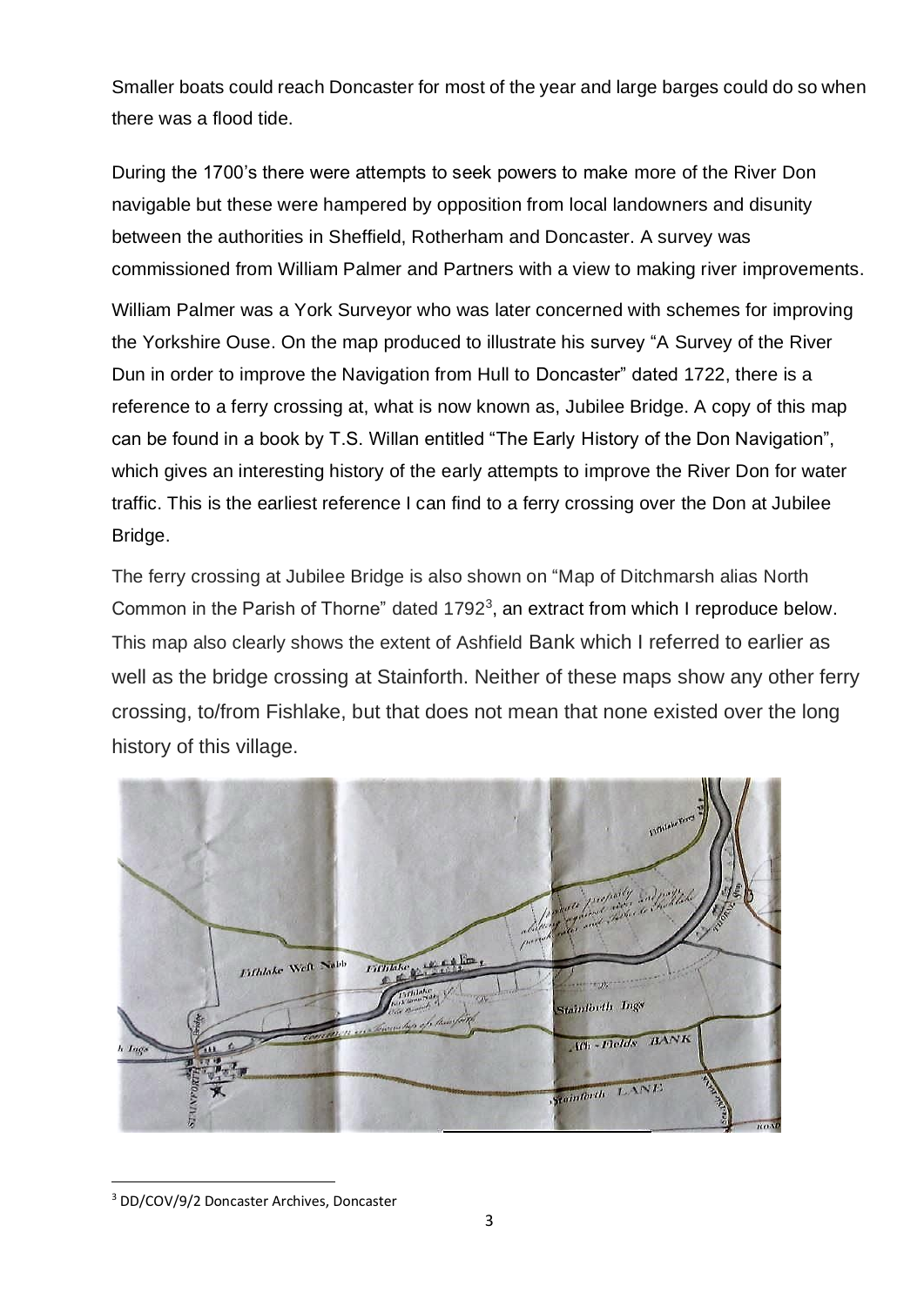Smaller boats could reach Doncaster for most of the year and large barges could do so when there was a flood tide.

During the 1700's there were attempts to seek powers to make more of the River Don navigable but these were hampered by opposition from local landowners and disunity between the authorities in Sheffield, Rotherham and Doncaster. A survey was commissioned from William Palmer and Partners with a view to making river improvements.

William Palmer was a York Surveyor who was later concerned with schemes for improving the Yorkshire Ouse. On the map produced to illustrate his survey "A Survey of the River Dun in order to improve the Navigation from Hull to Doncaster" dated 1722, there is a reference to a ferry crossing at, what is now known as, Jubilee Bridge. A copy of this map can be found in a book by T.S. Willan entitled "The Early History of the Don Navigation", which gives an interesting history of the early attempts to improve the River Don for water traffic. This is the earliest reference I can find to a ferry crossing over the Don at Jubilee Bridge.

The ferry crossing at Jubilee Bridge is also shown on "Map of Ditchmarsh alias North Common in the Parish of Thorne" dated 1792[3], an extract from which I reproduce below. This map also clearly shows the extent of Ashfield Bank which I referred to earlier as well as the bridge crossing at Stainforth. Neither of these maps show any other ferry crossing, to/from Fishlake, but that does not mean that none existed over the long history of this village.

[3] DD/COV/9/2 Doncaster Archives, Doncaster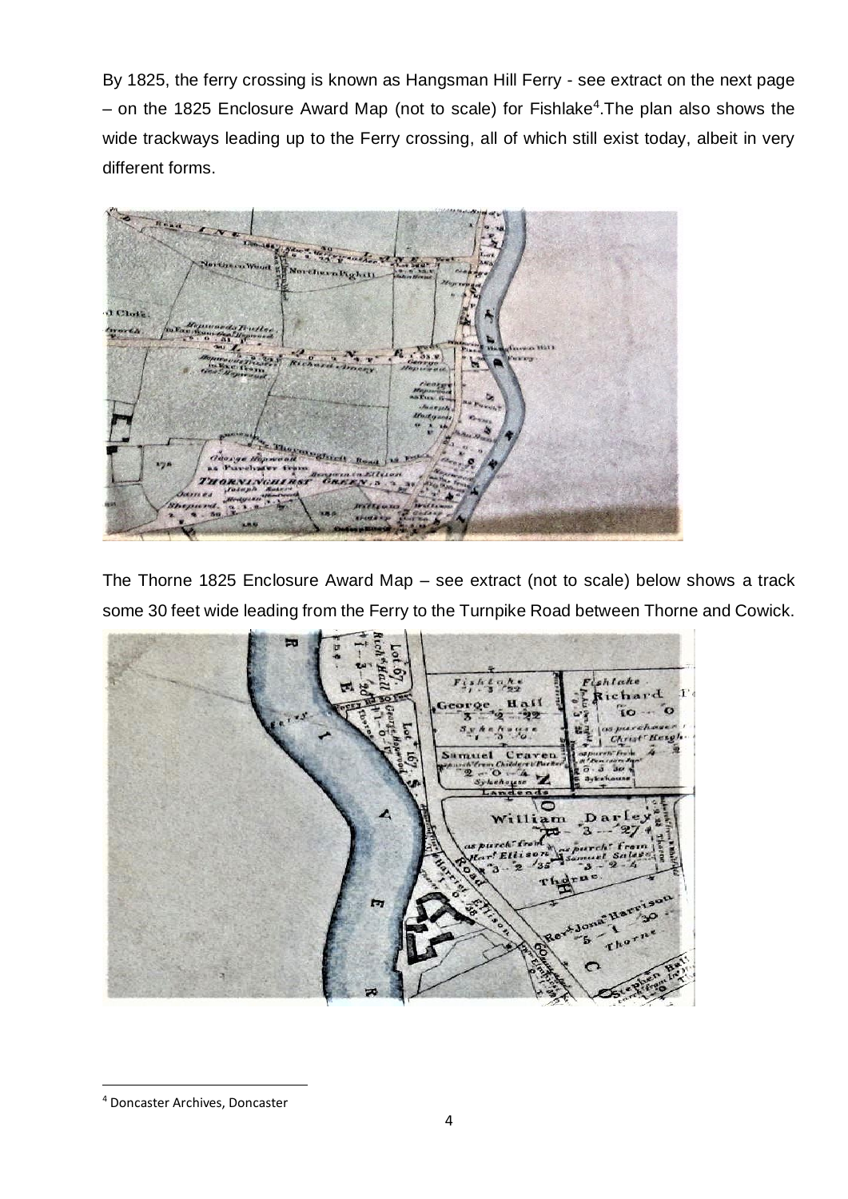By 1825, the ferry crossing is known as Hangsman Hill Ferry - see extract on the next page – on the 1825 Enclosure Award Map (not to scale) for Fishlake[4].The plan also shows the wide trackways leading up to the Ferry crossing, all of which still exist today, albeit in very different forms.

The Thorne 1825 Enclosure Award Map – see extract (not to scale) below shows a track some 30 feet wide leading from the Ferry to the Turnpike Road between Thorne and Cowick.

---

[4] Doncaster Archives, Doncaster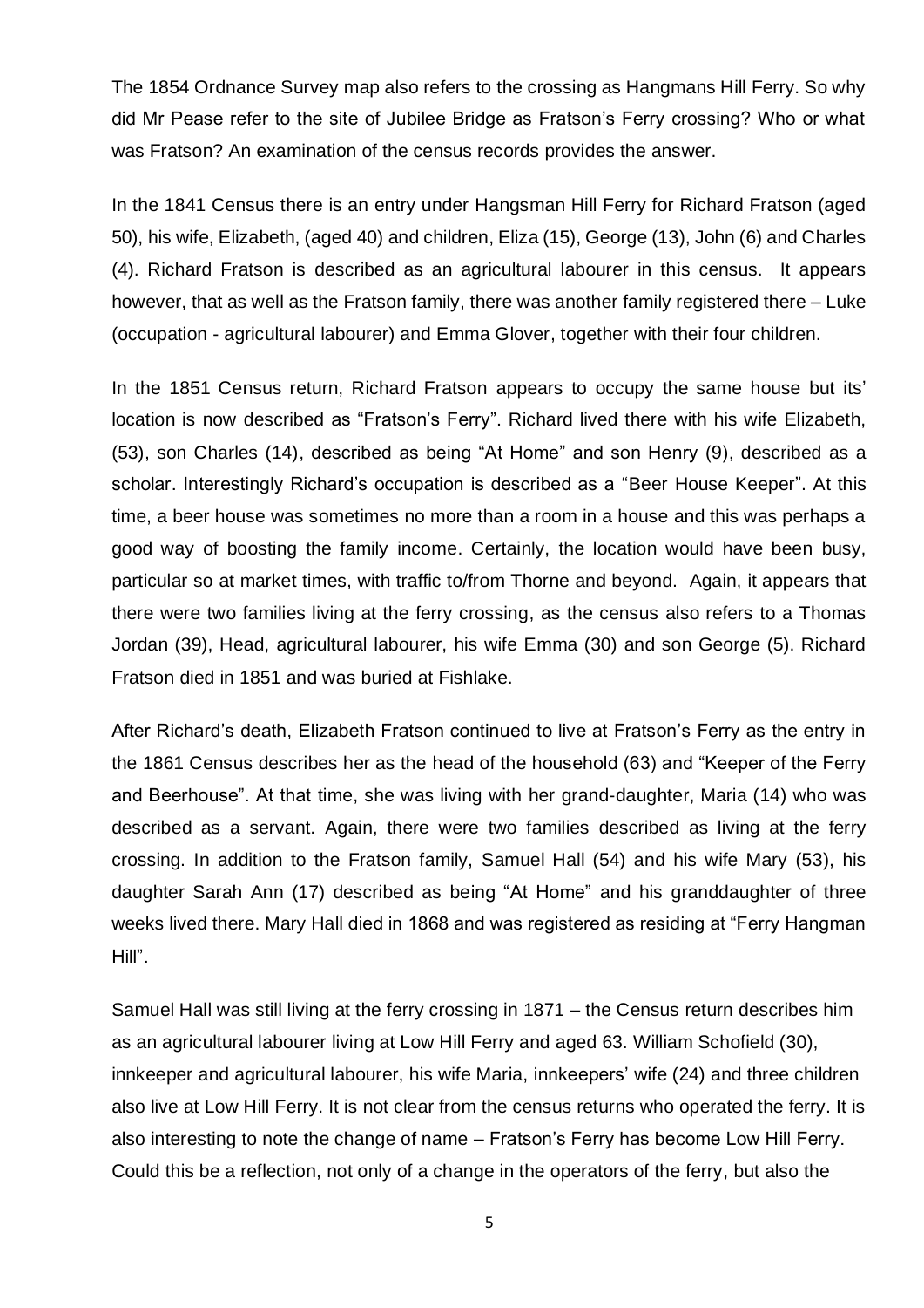The 1854 Ordnance Survey map also refers to the crossing as Hangmans Hill Ferry. So why did Mr Pease refer to the site of Jubilee Bridge as Fratson's Ferry crossing? Who or what was Fratson? An examination of the census records provides the answer.

In the 1841 Census there is an entry under Hangsman Hill Ferry for Richard Fratson (aged 50), his wife, Elizabeth, (aged 40) and children, Eliza (15), George (13), John (6) and Charles (4). Richard Fratson is described as an agricultural labourer in this census. It appears however, that as well as the Fratson family, there was another family registered there – Luke (occupation - agricultural labourer) and Emma Glover, together with their four children.

In the 1851 Census return, Richard Fratson appears to occupy the same house but its' location is now described as "Fratson's Ferry". Richard lived there with his wife Elizabeth, (53), son Charles (14), described as being "At Home" and son Henry (9), described as a scholar. Interestingly Richard's occupation is described as a "Beer House Keeper". At this time, a beer house was sometimes no more than a room in a house and this was perhaps a good way of boosting the family income. Certainly, the location would have been busy, particular so at market times, with traffic to/from Thorne and beyond. Again, it appears that there were two families living at the ferry crossing, as the census also refers to a Thomas Jordan (39), Head, agricultural labourer, his wife Emma (30) and son George (5). Richard Fratson died in 1851 and was buried at Fishlake.

After Richard's death, Elizabeth Fratson continued to live at Fratson's Ferry as the entry in the 1861 Census describes her as the head of the household (63) and "Keeper of the Ferry and Beerhouse". At that time, she was living with her grand-daughter, Maria (14) who was described as a servant. Again, there were two families described as living at the ferry crossing. In addition to the Fratson family, Samuel Hall (54) and his wife Mary (53), his daughter Sarah Ann (17) described as being "At Home" and his granddaughter of three weeks lived there. Mary Hall died in 1868 and was registered as residing at "Ferry Hangman Hill".

Samuel Hall was still living at the ferry crossing in 1871 – the Census return describes him as an agricultural labourer living at Low Hill Ferry and aged 63. William Schofield (30), innkeeper and agricultural labourer, his wife Maria, innkeepers' wife (24) and three children also live at Low Hill Ferry. It is not clear from the census returns who operated the ferry. It is also interesting to note the change of name – Fratson's Ferry has become Low Hill Ferry. Could this be a reflection, not only of a change in the operators of the ferry, but also the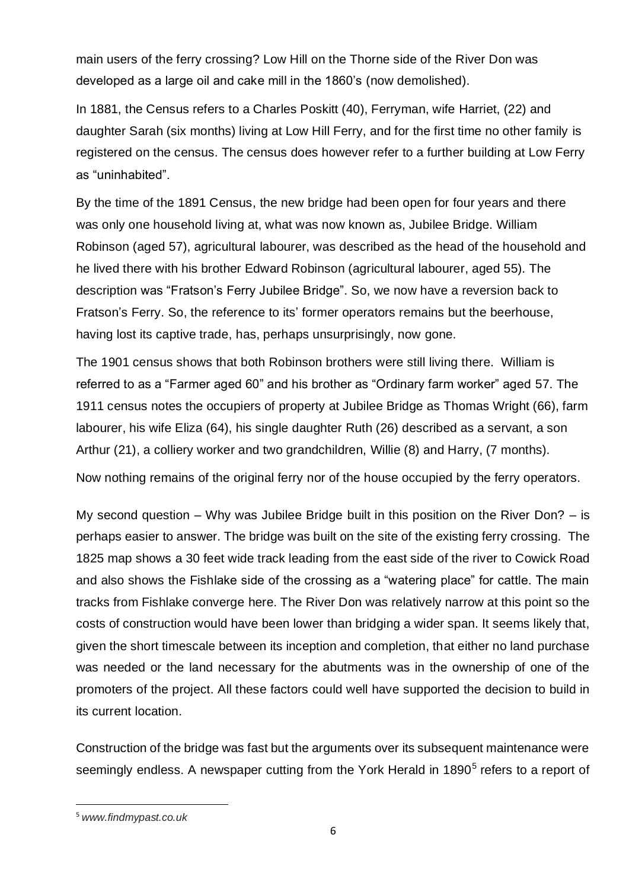main users of the ferry crossing? Low Hill on the Thorne side of the River Don was developed as a large oil and cake mill in the 1860's (now demolished).

In 1881, the Census refers to a Charles Poskitt (40), Ferryman, wife Harriet, (22) and daughter Sarah (six months) living at Low Hill Ferry, and for the first time no other family is registered on the census. The census does however refer to a further building at Low Ferry as "uninhabited".

By the time of the 1891 Census, the new bridge had been open for four years and there was only one household living at, what was now known as, Jubilee Bridge. William Robinson (aged 57), agricultural labourer, was described as the head of the household and he lived there with his brother Edward Robinson (agricultural labourer, aged 55). The description was "Fratson's Ferry Jubilee Bridge". So, we now have a reversion back to Fratson's Ferry. So, the reference to its' former operators remains but the beerhouse, having lost its captive trade, has, perhaps unsurprisingly, now gone.

The 1901 census shows that both Robinson brothers were still living there. William is referred to as a "Farmer aged 60" and his brother as "Ordinary farm worker" aged 57. The 1911 census notes the occupiers of property at Jubilee Bridge as Thomas Wright (66), farm labourer, his wife Eliza (64), his single daughter Ruth (26) described as a servant, a son Arthur (21), a colliery worker and two grandchildren, Willie (8) and Harry, (7 months).

Now nothing remains of the original ferry nor of the house occupied by the ferry operators.

My second question – Why was Jubilee Bridge built in this position on the River Don? – is perhaps easier to answer. The bridge was built on the site of the existing ferry crossing. The 1825 map shows a 30 feet wide track leading from the east side of the river to Cowick Road and also shows the Fishlake side of the crossing as a "watering place" for cattle. The main tracks from Fishlake converge here. The River Don was relatively narrow at this point so the costs of construction would have been lower than bridging a wider span. It seems likely that, given the short timescale between its inception and completion, that either no land purchase was needed or the land necessary for the abutments was in the ownership of one of the promoters of the project. All these factors could well have supported the decision to build in its current location.

Construction of the bridge was fast but the arguments over its subsequent maintenance were seemingly endless. A newspaper cutting from the York Herald in 1890[5] refers to a report of

[5] *www.findmypast.co.uk*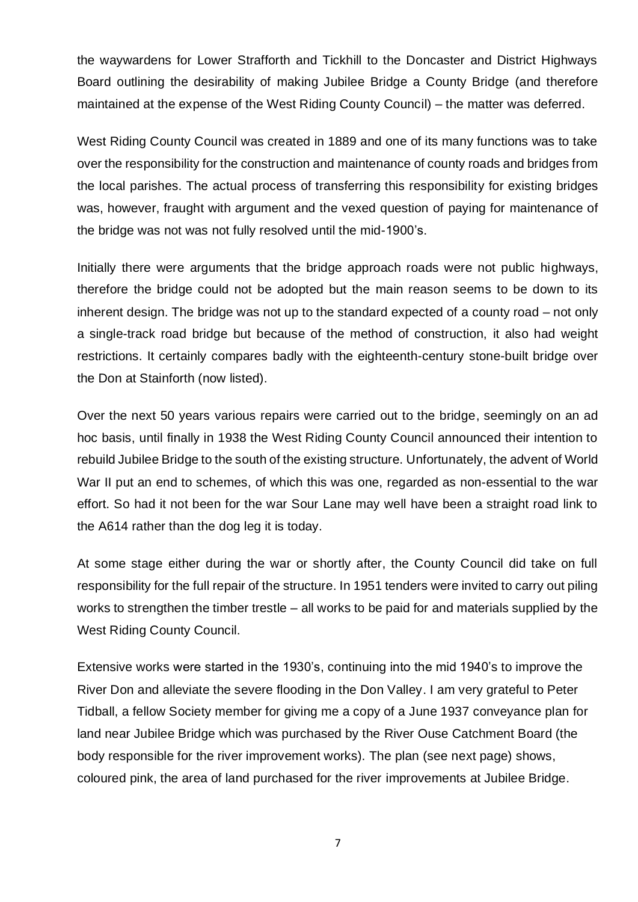the waywardens for Lower Strafforth and Tickhill to the Doncaster and District Highways Board outlining the desirability of making Jubilee Bridge a County Bridge (and therefore maintained at the expense of the West Riding County Council) – the matter was deferred.

West Riding County Council was created in 1889 and one of its many functions was to take over the responsibility for the construction and maintenance of county roads and bridges from the local parishes. The actual process of transferring this responsibility for existing bridges was, however, fraught with argument and the vexed question of paying for maintenance of the bridge was not was not fully resolved until the mid-1900's.

Initially there were arguments that the bridge approach roads were not public highways, therefore the bridge could not be adopted but the main reason seems to be down to its inherent design. The bridge was not up to the standard expected of a county road – not only a single-track road bridge but because of the method of construction, it also had weight restrictions. It certainly compares badly with the eighteenth-century stone-built bridge over the Don at Stainforth (now listed).

Over the next 50 years various repairs were carried out to the bridge, seemingly on an ad hoc basis, until finally in 1938 the West Riding County Council announced their intention to rebuild Jubilee Bridge to the south of the existing structure. Unfortunately, the advent of World War II put an end to schemes, of which this was one, regarded as non-essential to the war effort. So had it not been for the war Sour Lane may well have been a straight road link to the A614 rather than the dog leg it is today.

At some stage either during the war or shortly after, the County Council did take on full responsibility for the full repair of the structure. In 1951 tenders were invited to carry out piling works to strengthen the timber trestle – all works to be paid for and materials supplied by the West Riding County Council.

Extensive works were started in the 1930's, continuing into the mid 1940's to improve the River Don and alleviate the severe flooding in the Don Valley. I am very grateful to Peter Tidball, a fellow Society member for giving me a copy of a June 1937 conveyance plan for land near Jubilee Bridge which was purchased by the River Ouse Catchment Board (the body responsible for the river improvement works). The plan (see next page) shows, coloured pink, the area of land purchased for the river improvements at Jubilee Bridge.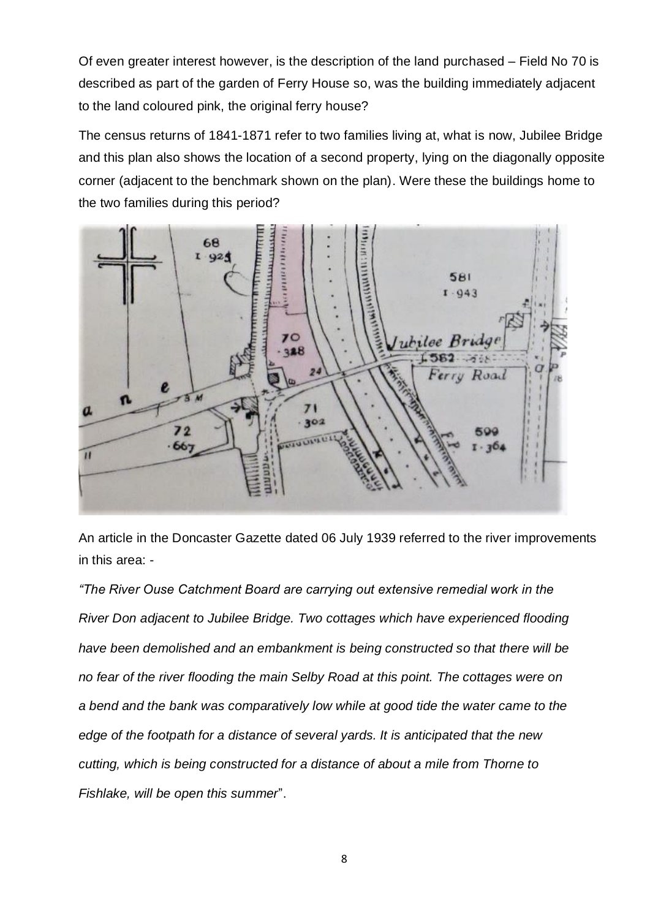Of even greater interest however, is the description of the land purchased – Field No 70 is described as part of the garden of Ferry House so, was the building immediately adjacent to the land coloured pink, the original ferry house?

The census returns of 1841-1871 refer to two families living at, what is now, Jubilee Bridge and this plan also shows the location of a second property, lying on the diagonally opposite corner (adjacent to the benchmark shown on the plan). Were these the buildings home to the two families during this period?

An article in the Doncaster Gazette dated 06 July 1939 referred to the river improvements in this area: -

*"The River Ouse Catchment Board are carrying out extensive remedial work in the River Don adjacent to Jubilee Bridge. Two cottages which have experienced flooding have been demolished and an embankment is being constructed so that there will be no fear of the river flooding the main Selby Road at this point. The cottages were on a bend and the bank was comparatively low while at good tide the water came to the edge of the footpath for a distance of several yards. It is anticipated that the new cutting, which is being constructed for a distance of about a mile from Thorne to Fishlake, will be open this summer*".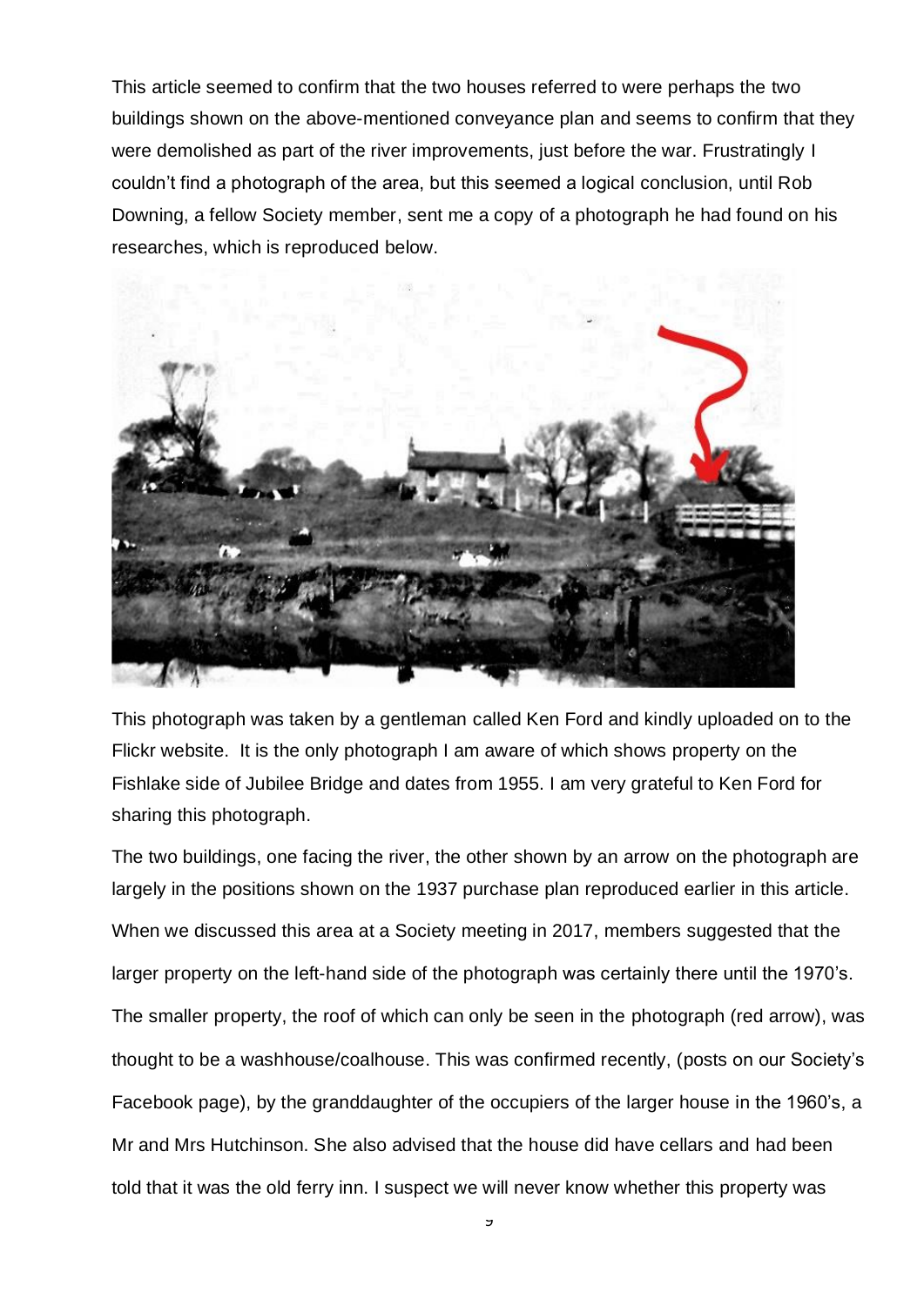This article seemed to confirm that the two houses referred to were perhaps the two buildings shown on the above-mentioned conveyance plan and seems to confirm that they were demolished as part of the river improvements, just before the war. Frustratingly I couldn't find a photograph of the area, but this seemed a logical conclusion, until Rob Downing, a fellow Society member, sent me a copy of a photograph he had found on his researches, which is reproduced below.

This photograph was taken by a gentleman called Ken Ford and kindly uploaded on to the Flickr website. It is the only photograph I am aware of which shows property on the Fishlake side of Jubilee Bridge and dates from 1955. I am very grateful to Ken Ford for sharing this photograph.

The two buildings, one facing the river, the other shown by an arrow on the photograph are largely in the positions shown on the 1937 purchase plan reproduced earlier in this article. When we discussed this area at a Society meeting in 2017, members suggested that the larger property on the left-hand side of the photograph was certainly there until the 1970's. The smaller property, the roof of which can only be seen in the photograph (red arrow), was thought to be a washhouse/coalhouse. This was confirmed recently, (posts on our Society's Facebook page), by the granddaughter of the occupiers of the larger house in the 1960's, a Mr and Mrs Hutchinson. She also advised that the house did have cellars and had been told that it was the old ferry inn. I suspect we will never know whether this property was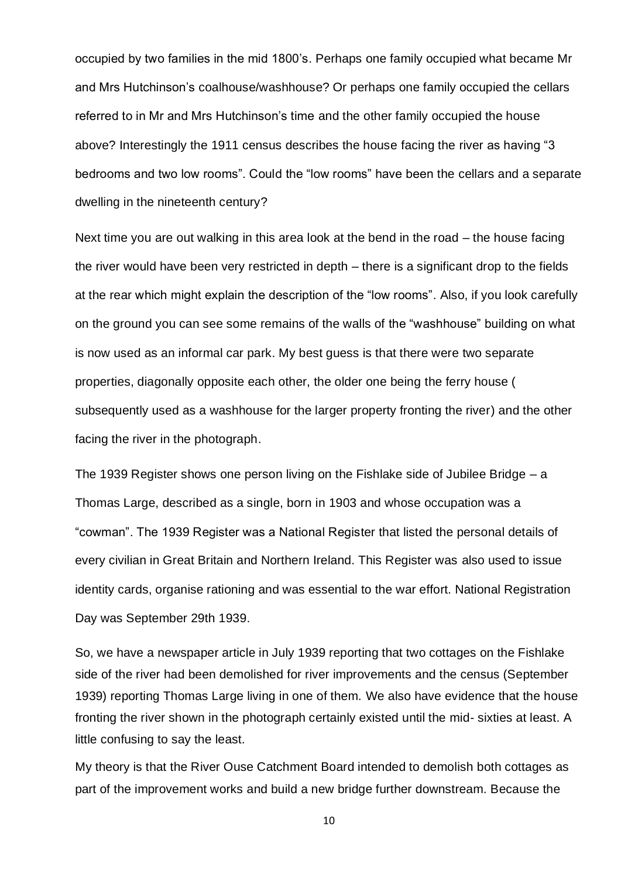occupied by two families in the mid 1800's. Perhaps one family occupied what became Mr and Mrs Hutchinson's coalhouse/washhouse? Or perhaps one family occupied the cellars referred to in Mr and Mrs Hutchinson's time and the other family occupied the house above? Interestingly the 1911 census describes the house facing the river as having "3 bedrooms and two low rooms". Could the "low rooms" have been the cellars and a separate dwelling in the nineteenth century?

Next time you are out walking in this area look at the bend in the road – the house facing the river would have been very restricted in depth – there is a significant drop to the fields at the rear which might explain the description of the "low rooms". Also, if you look carefully on the ground you can see some remains of the walls of the "washhouse" building on what is now used as an informal car park. My best guess is that there were two separate properties, diagonally opposite each other, the older one being the ferry house ( subsequently used as a washhouse for the larger property fronting the river) and the other facing the river in the photograph.

The 1939 Register shows one person living on the Fishlake side of Jubilee Bridge – a Thomas Large, described as a single, born in 1903 and whose occupation was a "cowman". The 1939 Register was a National Register that listed the personal details of every civilian in Great Britain and Northern Ireland. This Register was also used to issue identity cards, organise rationing and was essential to the war effort. National Registration Day was September 29th 1939.

So, we have a newspaper article in July 1939 reporting that two cottages on the Fishlake side of the river had been demolished for river improvements and the census (September 1939) reporting Thomas Large living in one of them. We also have evidence that the house fronting the river shown in the photograph certainly existed until the mid- sixties at least. A little confusing to say the least.

My theory is that the River Ouse Catchment Board intended to demolish both cottages as part of the improvement works and build a new bridge further downstream. Because the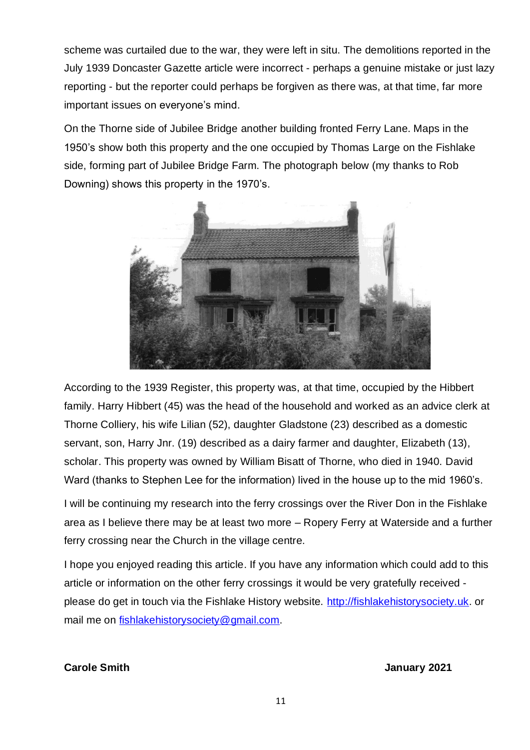scheme was curtailed due to the war, they were left in situ. The demolitions reported in the July 1939 Doncaster Gazette article were incorrect - perhaps a genuine mistake or just lazy reporting - but the reporter could perhaps be forgiven as there was, at that time, far more important issues on everyone's mind.

On the Thorne side of Jubilee Bridge another building fronted Ferry Lane. Maps in the 1950's show both this property and the one occupied by Thomas Large on the Fishlake side, forming part of Jubilee Bridge Farm. The photograph below (my thanks to Rob Downing) shows this property in the 1970's.

According to the 1939 Register, this property was, at that time, occupied by the Hibbert family. Harry Hibbert (45) was the head of the household and worked as an advice clerk at Thorne Colliery, his wife Lilian (52), daughter Gladstone (23) described as a domestic servant, son, Harry Jnr. (19) described as a dairy farmer and daughter, Elizabeth (13), scholar. This property was owned by William Bisatt of Thorne, who died in 1940. David Ward (thanks to Stephen Lee for the information) lived in the house up to the mid 1960's.

I will be continuing my research into the ferry crossings over the River Don in the Fishlake area as I believe there may be at least two more – Ropery Ferry at Waterside and a further ferry crossing near the Church in the village centre.

I hope you enjoyed reading this article. If you have any information which could add to this article or information on the other ferry crossings it would be very gratefully received - please do get in touch via the Fishlake History website. http://fishlakehistorysociety.uk. or mail me on fishlakehistorysociety@gmail.com.

**Carole Smith** **January 2021**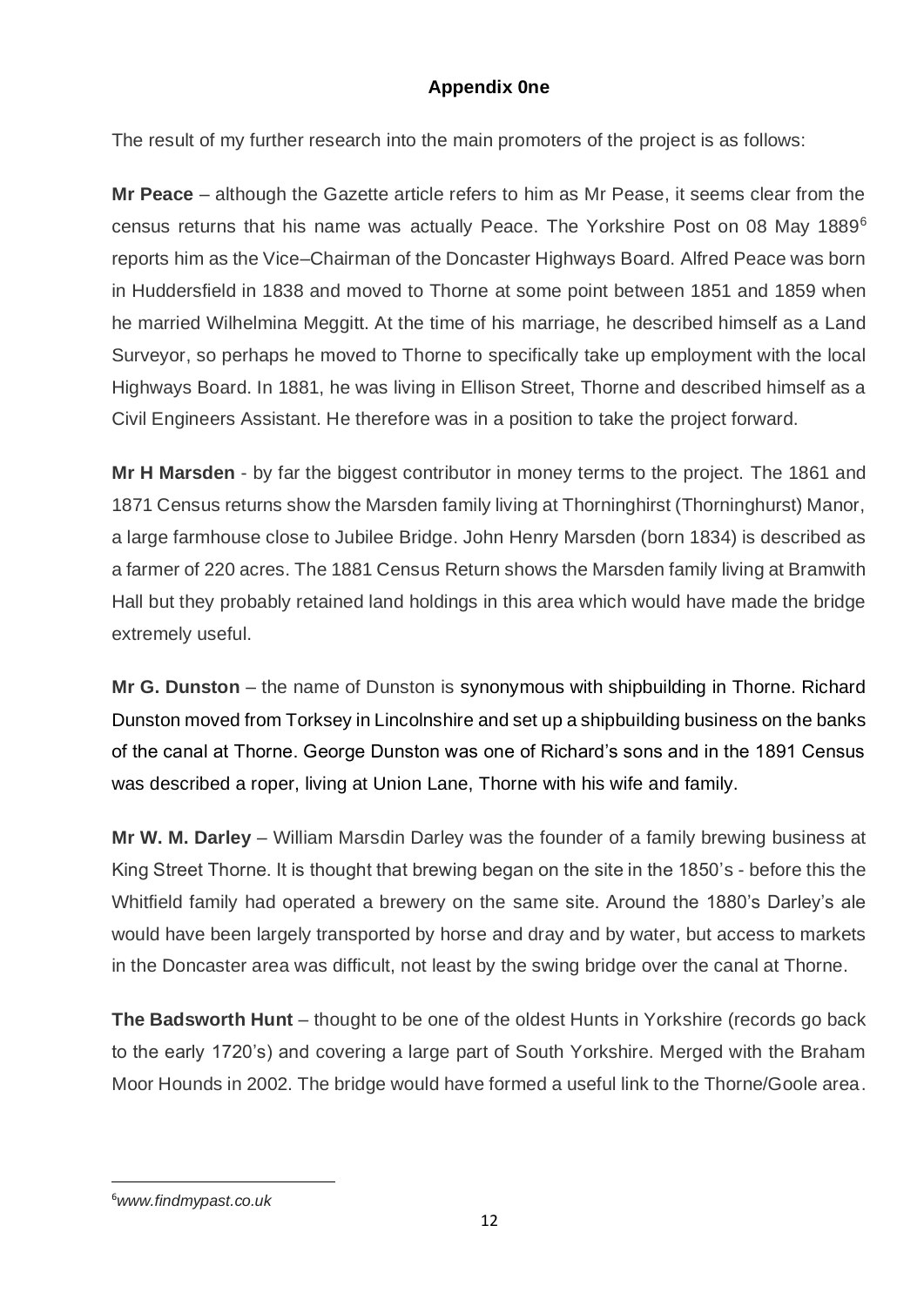## Appendix 0ne

The result of my further research into the main promoters of the project is as follows:

**Mr Peace** – although the Gazette article refers to him as Mr Pease, it seems clear from the census returns that his name was actually Peace. The Yorkshire Post on 08 May 1889[6] reports him as the Vice–Chairman of the Doncaster Highways Board. Alfred Peace was born in Huddersfield in 1838 and moved to Thorne at some point between 1851 and 1859 when he married Wilhelmina Meggitt. At the time of his marriage, he described himself as a Land Surveyor, so perhaps he moved to Thorne to specifically take up employment with the local Highways Board. In 1881, he was living in Ellison Street, Thorne and described himself as a Civil Engineers Assistant. He therefore was in a position to take the project forward.

**Mr H Marsden** - by far the biggest contributor in money terms to the project. The 1861 and 1871 Census returns show the Marsden family living at Thorninghirst (Thorninghurst) Manor, a large farmhouse close to Jubilee Bridge. John Henry Marsden (born 1834) is described as a farmer of 220 acres. The 1881 Census Return shows the Marsden family living at Bramwith Hall but they probably retained land holdings in this area which would have made the bridge extremely useful.

**Mr G. Dunston** – the name of Dunston is synonymous with shipbuilding in Thorne. Richard Dunston moved from Torksey in Lincolnshire and set up a shipbuilding business on the banks of the canal at Thorne. George Dunston was one of Richard's sons and in the 1891 Census was described a roper, living at Union Lane, Thorne with his wife and family.

**Mr W. M. Darley** – William Marsdin Darley was the founder of a family brewing business at King Street Thorne. It is thought that brewing began on the site in the 1850's - before this the Whitfield family had operated a brewery on the same site. Around the 1880's Darley's ale would have been largely transported by horse and dray and by water, but access to markets in the Doncaster area was difficult, not least by the swing bridge over the canal at Thorne.

**The Badsworth Hunt** – thought to be one of the oldest Hunts in Yorkshire (records go back to the early 1720's) and covering a large part of South Yorkshire. Merged with the Braham Moor Hounds in 2002. The bridge would have formed a useful link to the Thorne/Goole area.

---

[6] *www.findmypast.co.uk*